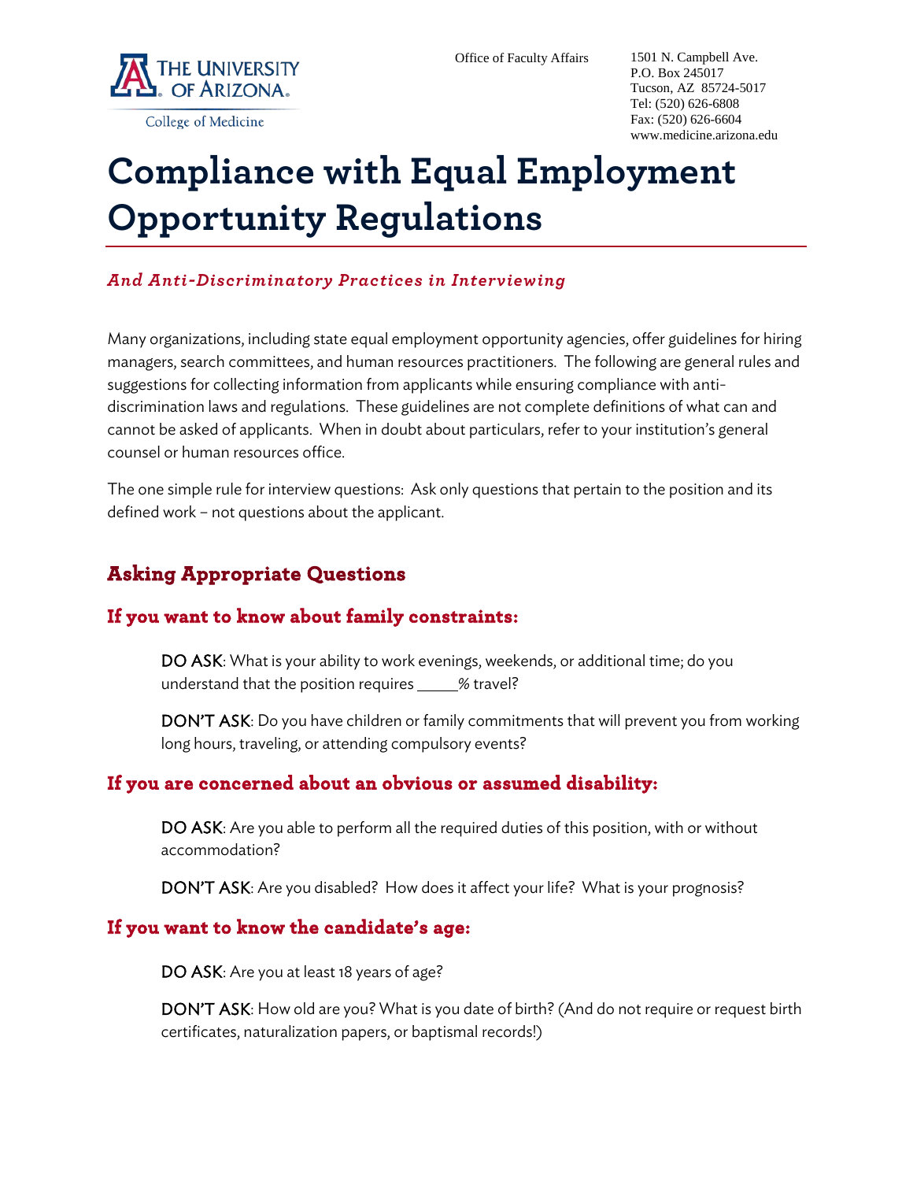The University of Arizona College of Medicine

Office of Faculty Affairs

1501 N. Campbell Ave.
P.O. Box 245017
Tucson, AZ 85724-5017
Tel: (520) 626-6808
Fax: (520) 626-6604
www.medicine.arizona.edu

# Compliance with Equal Employment Opportunity Regulations

*And Anti-Discriminatory Practices in Interviewing*

Many organizations, including state equal employment opportunity agencies, offer guidelines for hiring managers, search committees, and human resources practitioners. The following are general rules and suggestions for collecting information from applicants while ensuring compliance with anti-discrimination laws and regulations. These guidelines are not complete definitions of what can and cannot be asked of applicants. When in doubt about particulars, refer to your institution's general counsel or human resources office.

The one simple rule for interview questions: Ask only questions that pertain to the position and its defined work – not questions about the applicant.

## Asking Appropriate Questions

### If you want to know about family constraints:

DO ASK: What is your ability to work evenings, weekends, or additional time; do you understand that the position requires _____% travel?

DON'T ASK: Do you have children or family commitments that will prevent you from working long hours, traveling, or attending compulsory events?

### If you are concerned about an obvious or assumed disability:

DO ASK: Are you able to perform all the required duties of this position, with or without accommodation?

DON'T ASK: Are you disabled? How does it affect your life? What is your prognosis?

### If you want to know the candidate's age:

DO ASK: Are you at least 18 years of age?

DON'T ASK: How old are you? What is you date of birth? (And do not require or request birth certificates, naturalization papers, or baptismal records!)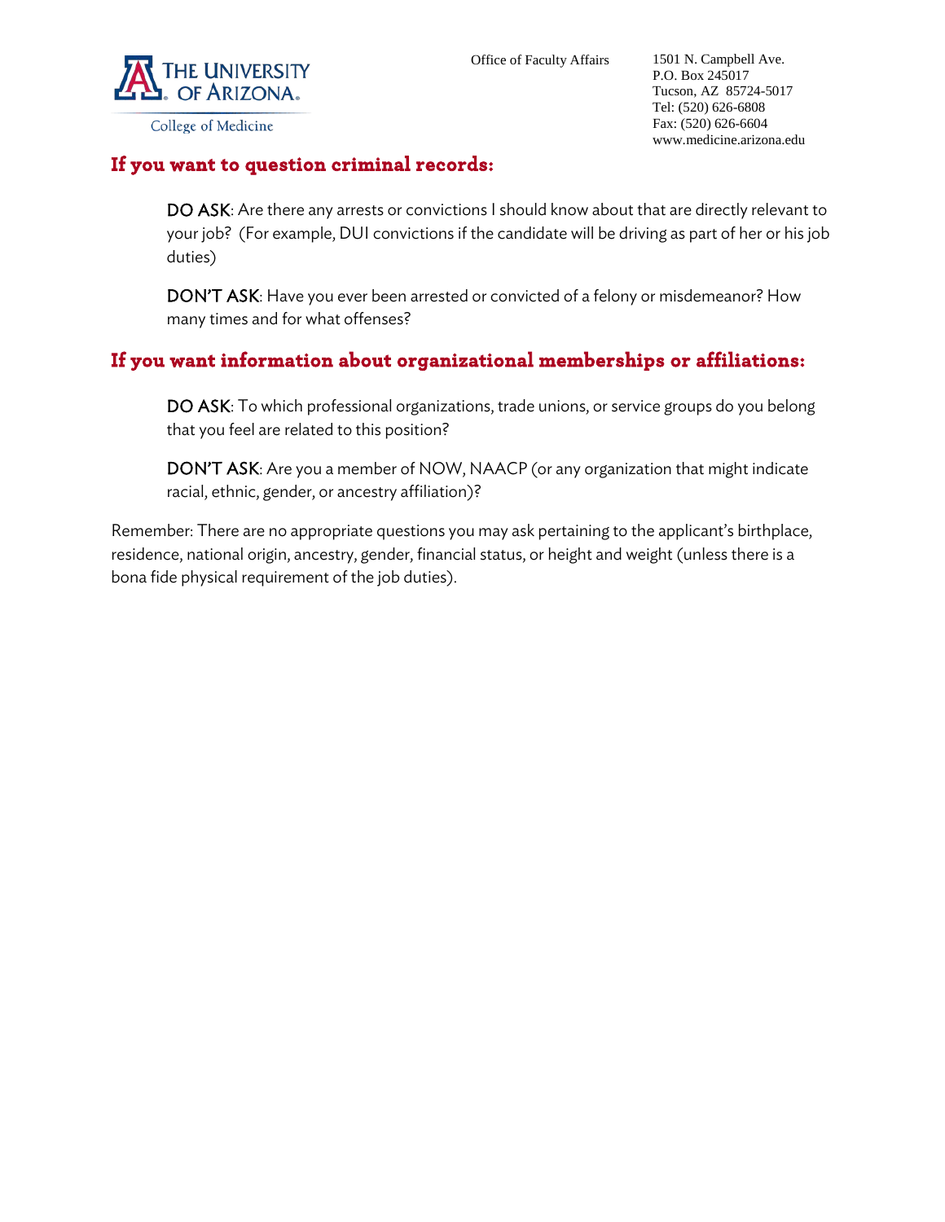## If you want to question criminal records:

DO ASK: Are there any arrests or convictions I should know about that are directly relevant to your job? (For example, DUI convictions if the candidate will be driving as part of her or his job duties)

DON'T ASK: Have you ever been arrested or convicted of a felony or misdemeanor? How many times and for what offenses?

## If you want information about organizational memberships or affiliations:

DO ASK: To which professional organizations, trade unions, or service groups do you belong that you feel are related to this position?

DON'T ASK: Are you a member of NOW, NAACP (or any organization that might indicate racial, ethnic, gender, or ancestry affiliation)?

Remember: There are no appropriate questions you may ask pertaining to the applicant's birthplace, residence, national origin, ancestry, gender, financial status, or height and weight (unless there is a bona fide physical requirement of the job duties).